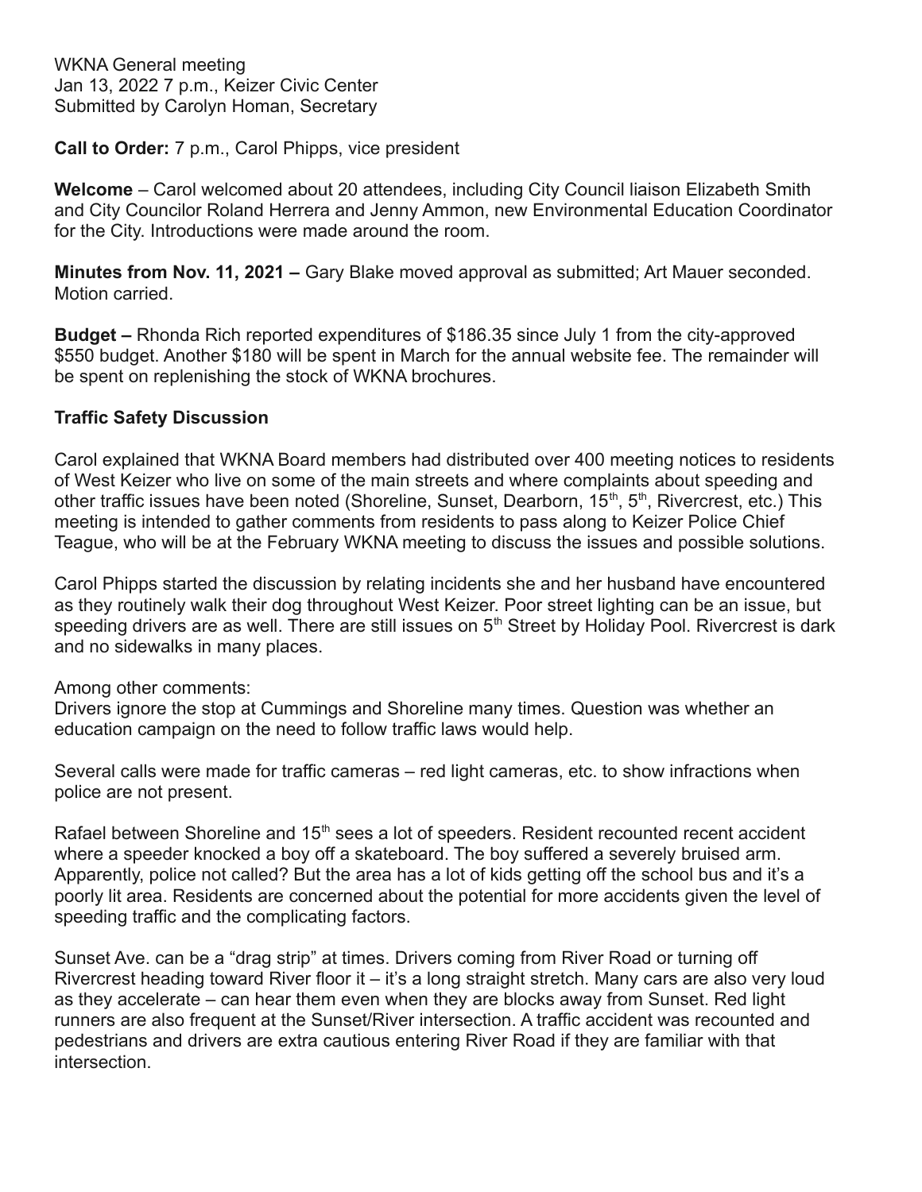WKNA General meeting
Jan 13, 2022 7 p.m., Keizer Civic Center
Submitted by Carolyn Homan, Secretary

**Call to Order:** 7 p.m., Carol Phipps, vice president

**Welcome** – Carol welcomed about 20 attendees, including City Council liaison Elizabeth Smith and City Councilor Roland Herrera and Jenny Ammon, new Environmental Education Coordinator for the City. Introductions were made around the room.

**Minutes from Nov. 11, 2021 –** Gary Blake moved approval as submitted; Art Mauer seconded. Motion carried.

**Budget –** Rhonda Rich reported expenditures of $186.35 since July 1 from the city-approved $550 budget. Another $180 will be spent in March for the annual website fee. The remainder will be spent on replenishing the stock of WKNA brochures.

**Traffic Safety Discussion**

Carol explained that WKNA Board members had distributed over 400 meeting notices to residents of West Keizer who live on some of the main streets and where complaints about speeding and other traffic issues have been noted (Shoreline, Sunset, Dearborn, 15th, 5th, Rivercrest, etc.) This meeting is intended to gather comments from residents to pass along to Keizer Police Chief Teague, who will be at the February WKNA meeting to discuss the issues and possible solutions.

Carol Phipps started the discussion by relating incidents she and her husband have encountered as they routinely walk their dog throughout West Keizer. Poor street lighting can be an issue, but speeding drivers are as well. There are still issues on 5th Street by Holiday Pool. Rivercrest is dark and no sidewalks in many places.

Among other comments:
Drivers ignore the stop at Cummings and Shoreline many times. Question was whether an education campaign on the need to follow traffic laws would help.

Several calls were made for traffic cameras – red light cameras, etc. to show infractions when police are not present.

Rafael between Shoreline and 15th sees a lot of speeders. Resident recounted recent accident where a speeder knocked a boy off a skateboard. The boy suffered a severely bruised arm. Apparently, police not called? But the area has a lot of kids getting off the school bus and it's a poorly lit area. Residents are concerned about the potential for more accidents given the level of speeding traffic and the complicating factors.

Sunset Ave. can be a "drag strip" at times. Drivers coming from River Road or turning off Rivercrest heading toward River floor it – it's a long straight stretch. Many cars are also very loud as they accelerate – can hear them even when they are blocks away from Sunset. Red light runners are also frequent at the Sunset/River intersection. A traffic accident was recounted and pedestrians and drivers are extra cautious entering River Road if they are familiar with that intersection.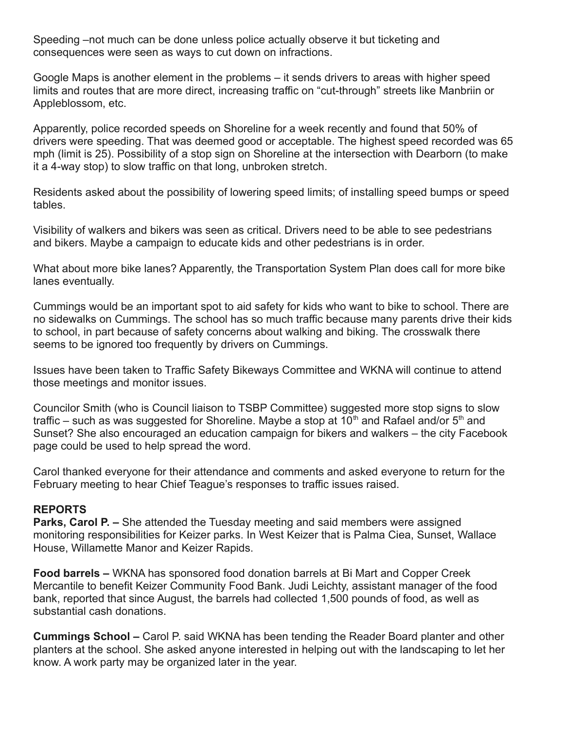Speeding –not much can be done unless police actually observe it but ticketing and consequences were seen as ways to cut down on infractions.

Google Maps is another element in the problems – it sends drivers to areas with higher speed limits and routes that are more direct, increasing traffic on "cut-through" streets like Manbriin or Appleblossom, etc.

Apparently, police recorded speeds on Shoreline for a week recently and found that 50% of drivers were speeding. That was deemed good or acceptable. The highest speed recorded was 65 mph (limit is 25). Possibility of a stop sign on Shoreline at the intersection with Dearborn (to make it a 4-way stop) to slow traffic on that long, unbroken stretch.

Residents asked about the possibility of lowering speed limits; of installing speed bumps or speed tables.

Visibility of walkers and bikers was seen as critical. Drivers need to be able to see pedestrians and bikers. Maybe a campaign to educate kids and other pedestrians is in order.

What about more bike lanes? Apparently, the Transportation System Plan does call for more bike lanes eventually.

Cummings would be an important spot to aid safety for kids who want to bike to school. There are no sidewalks on Cummings. The school has so much traffic because many parents drive their kids to school, in part because of safety concerns about walking and biking. The crosswalk there seems to be ignored too frequently by drivers on Cummings.

Issues have been taken to Traffic Safety Bikeways Committee and WKNA will continue to attend those meetings and monitor issues.

Councilor Smith (who is Council liaison to TSBP Committee) suggested more stop signs to slow traffic – such as was suggested for Shoreline. Maybe a stop at 10th and Rafael and/or 5th and Sunset? She also encouraged an education campaign for bikers and walkers – the city Facebook page could be used to help spread the word.

Carol thanked everyone for their attendance and comments and asked everyone to return for the February meeting to hear Chief Teague's responses to traffic issues raised.

**REPORTS**

**Parks, Carol P. –** She attended the Tuesday meeting and said members were assigned monitoring responsibilities for Keizer parks. In West Keizer that is Palma Ciea, Sunset, Wallace House, Willamette Manor and Keizer Rapids.

**Food barrels –** WKNA has sponsored food donation barrels at Bi Mart and Copper Creek Mercantile to benefit Keizer Community Food Bank. Judi Leichty, assistant manager of the food bank, reported that since August, the barrels had collected 1,500 pounds of food, as well as substantial cash donations.

**Cummings School –** Carol P. said WKNA has been tending the Reader Board planter and other planters at the school. She asked anyone interested in helping out with the landscaping to let her know. A work party may be organized later in the year.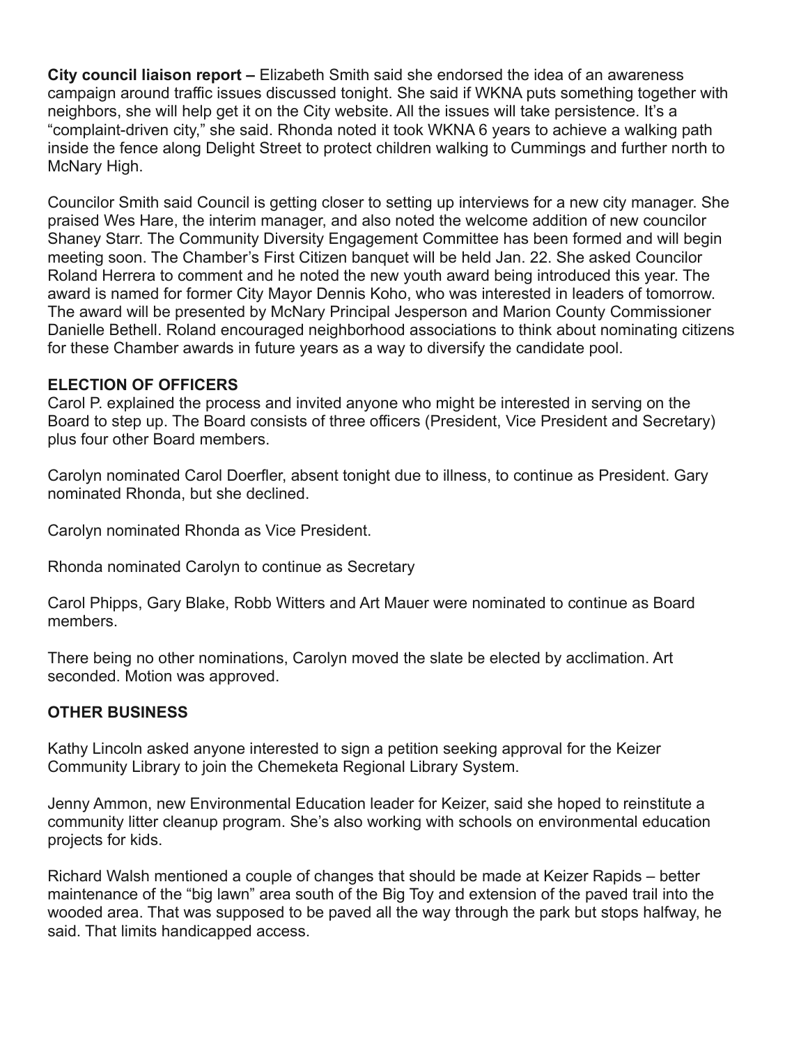**City council liaison report –** Elizabeth Smith said she endorsed the idea of an awareness campaign around traffic issues discussed tonight. She said if WKNA puts something together with neighbors, she will help get it on the City website. All the issues will take persistence. It's a "complaint-driven city," she said. Rhonda noted it took WKNA 6 years to achieve a walking path inside the fence along Delight Street to protect children walking to Cummings and further north to McNary High.

Councilor Smith said Council is getting closer to setting up interviews for a new city manager. She praised Wes Hare, the interim manager, and also noted the welcome addition of new councilor Shaney Starr. The Community Diversity Engagement Committee has been formed and will begin meeting soon. The Chamber's First Citizen banquet will be held Jan. 22. She asked Councilor Roland Herrera to comment and he noted the new youth award being introduced this year. The award is named for former City Mayor Dennis Koho, who was interested in leaders of tomorrow. The award will be presented by McNary Principal Jesperson and Marion County Commissioner Danielle Bethell. Roland encouraged neighborhood associations to think about nominating citizens for these Chamber awards in future years as a way to diversify the candidate pool.

**ELECTION OF OFFICERS**

Carol P. explained the process and invited anyone who might be interested in serving on the Board to step up. The Board consists of three officers (President, Vice President and Secretary) plus four other Board members.

Carolyn nominated Carol Doerfler, absent tonight due to illness, to continue as President. Gary nominated Rhonda, but she declined.

Carolyn nominated Rhonda as Vice President.

Rhonda nominated Carolyn to continue as Secretary

Carol Phipps, Gary Blake, Robb Witters and Art Mauer were nominated to continue as Board members.

There being no other nominations, Carolyn moved the slate be elected by acclimation. Art seconded. Motion was approved.

**OTHER BUSINESS**

Kathy Lincoln asked anyone interested to sign a petition seeking approval for the Keizer Community Library to join the Chemeketa Regional Library System.

Jenny Ammon, new Environmental Education leader for Keizer, said she hoped to reinstitute a community litter cleanup program. She's also working with schools on environmental education projects for kids.

Richard Walsh mentioned a couple of changes that should be made at Keizer Rapids – better maintenance of the "big lawn" area south of the Big Toy and extension of the paved trail into the wooded area. That was supposed to be paved all the way through the park but stops halfway, he said. That limits handicapped access.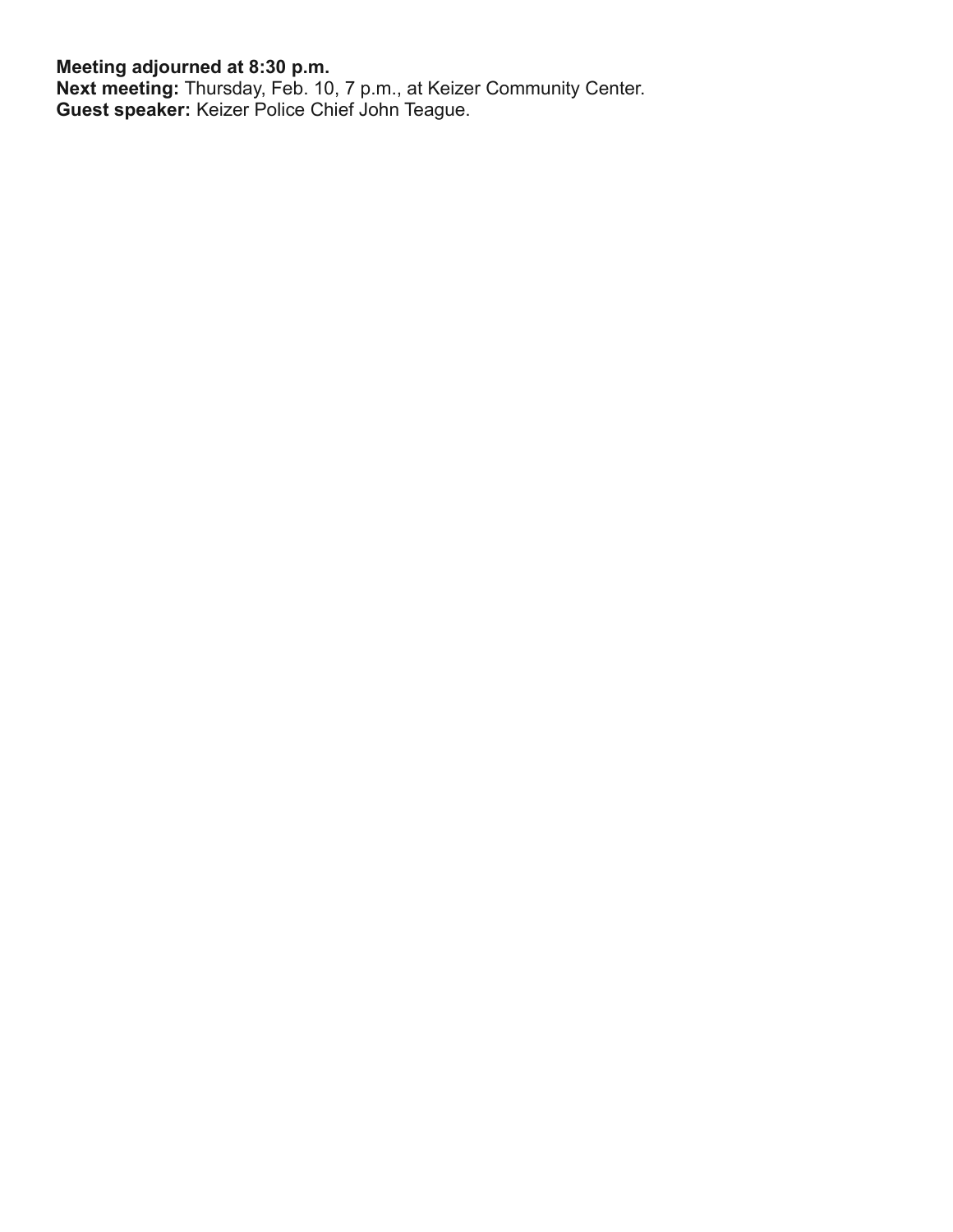**Meeting adjourned at 8:30 p.m.**
**Next meeting:** Thursday, Feb. 10, 7 p.m., at Keizer Community Center.
**Guest speaker:** Keizer Police Chief John Teague.